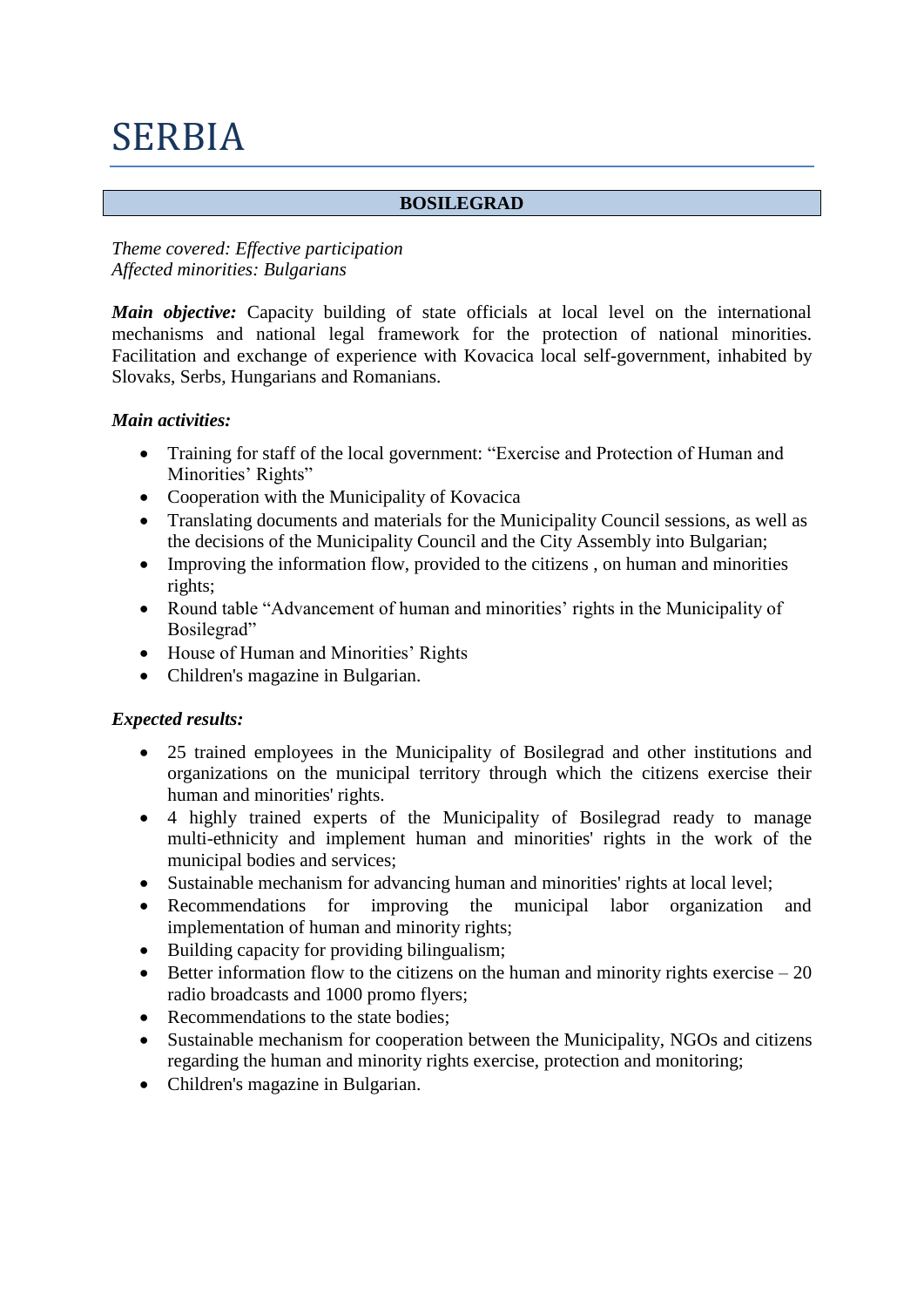# SERBIA

## BOSILEGRAD

*Theme covered: Effective participation*
*Affected minorities: Bulgarians*

***Main objective:*** Capacity building of state officials at local level on the international mechanisms and national legal framework for the protection of national minorities. Facilitation and exchange of experience with Kovacica local self-government, inhabited by Slovaks, Serbs, Hungarians and Romanians.

***Main activities:***

- Training for staff of the local government: "Exercise and Protection of Human and Minorities' Rights"
- Cooperation with the Municipality of Kovacica
- Translating documents and materials for the Municipality Council sessions, as well as the decisions of the Municipality Council and the City Assembly into Bulgarian;
- Improving the information flow, provided to the citizens , on human and minorities rights;
- Round table "Advancement of human and minorities' rights in the Municipality of Bosilegrad"
- House of Human and Minorities' Rights
- Children's magazine in Bulgarian.

***Expected results:***

- 25 trained employees in the Municipality of Bosilegrad and other institutions and organizations on the municipal territory through which the citizens exercise their human and minorities' rights.
- 4 highly trained experts of the Municipality of Bosilegrad ready to manage multi-ethnicity and implement human and minorities' rights in the work of the municipal bodies and services;
- Sustainable mechanism for advancing human and minorities' rights at local level;
- Recommendations for improving the municipal labor organization and implementation of human and minority rights;
- Building capacity for providing bilingualism;
- Better information flow to the citizens on the human and minority rights exercise – 20 radio broadcasts and 1000 promo flyers;
- Recommendations to the state bodies;
- Sustainable mechanism for cooperation between the Municipality, NGOs and citizens regarding the human and minority rights exercise, protection and monitoring;
- Children's magazine in Bulgarian.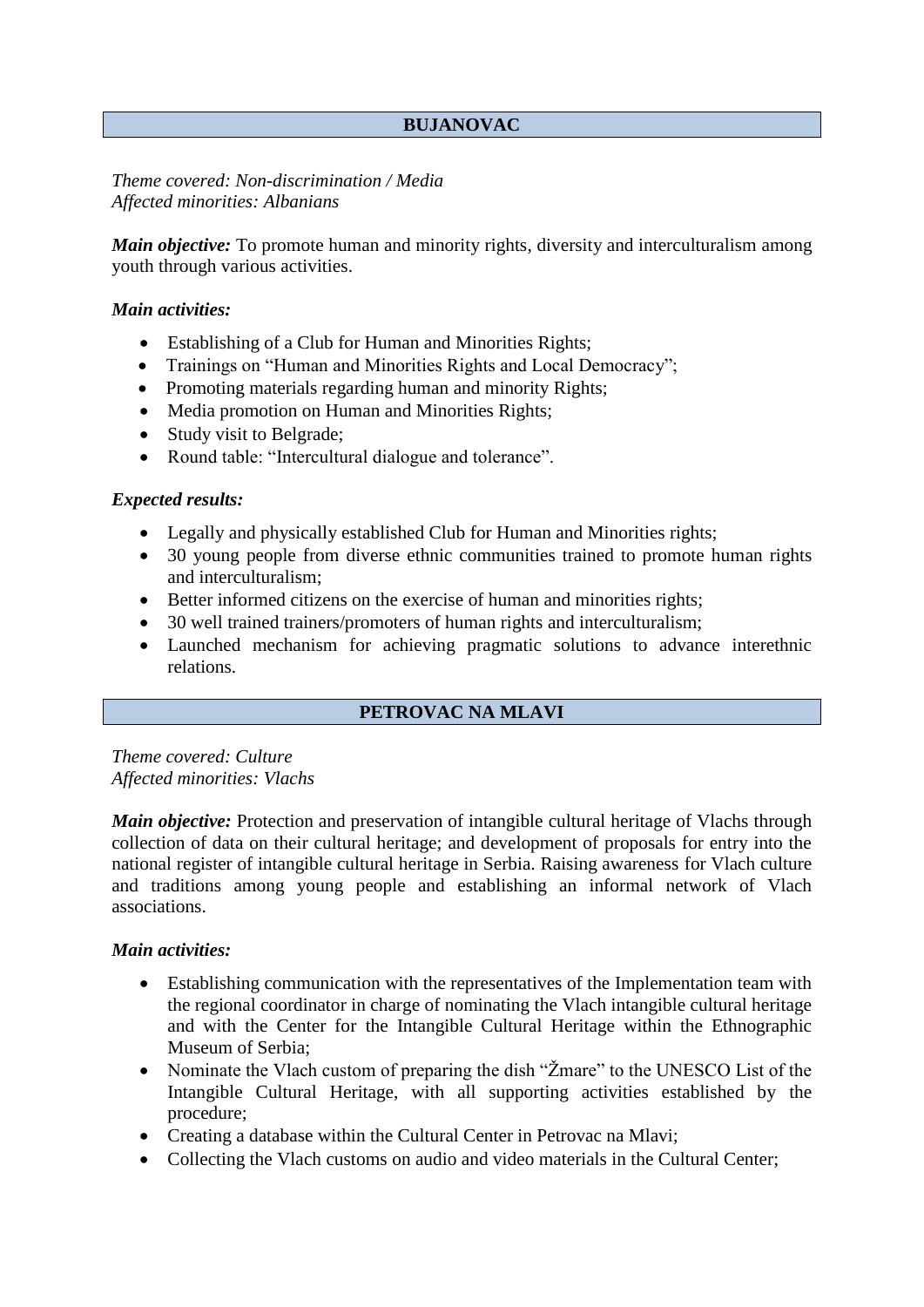## BUJANOVAC

*Theme covered: Non-discrimination / Media*
*Affected minorities: Albanians*

***Main objective:*** To promote human and minority rights, diversity and interculturalism among youth through various activities.

***Main activities:***

- Establishing of a Club for Human and Minorities Rights;
- Trainings on "Human and Minorities Rights and Local Democracy";
- Promoting materials regarding human and minority Rights;
- Media promotion on Human and Minorities Rights;
- Study visit to Belgrade;
- Round table: "Intercultural dialogue and tolerance".

***Expected results:***

- Legally and physically established Club for Human and Minorities rights;
- 30 young people from diverse ethnic communities trained to promote human rights and interculturalism;
- Better informed citizens on the exercise of human and minorities rights;
- 30 well trained trainers/promoters of human rights and interculturalism;
- Launched mechanism for achieving pragmatic solutions to advance interethnic relations.

## PETROVAC NA MLAVI

*Theme covered: Culture*
*Affected minorities: Vlachs*

***Main objective:*** Protection and preservation of intangible cultural heritage of Vlachs through collection of data on their cultural heritage; and development of proposals for entry into the national register of intangible cultural heritage in Serbia. Raising awareness for Vlach culture and traditions among young people and establishing an informal network of Vlach associations.

***Main activities:***

- Establishing communication with the representatives of the Implementation team with the regional coordinator in charge of nominating the Vlach intangible cultural heritage and with the Center for the Intangible Cultural Heritage within the Ethnographic Museum of Serbia;
- Nominate the Vlach custom of preparing the dish "Žmare" to the UNESCO List of the Intangible Cultural Heritage, with all supporting activities established by the procedure;
- Creating a database within the Cultural Center in Petrovac na Mlavi;
- Collecting the Vlach customs on audio and video materials in the Cultural Center;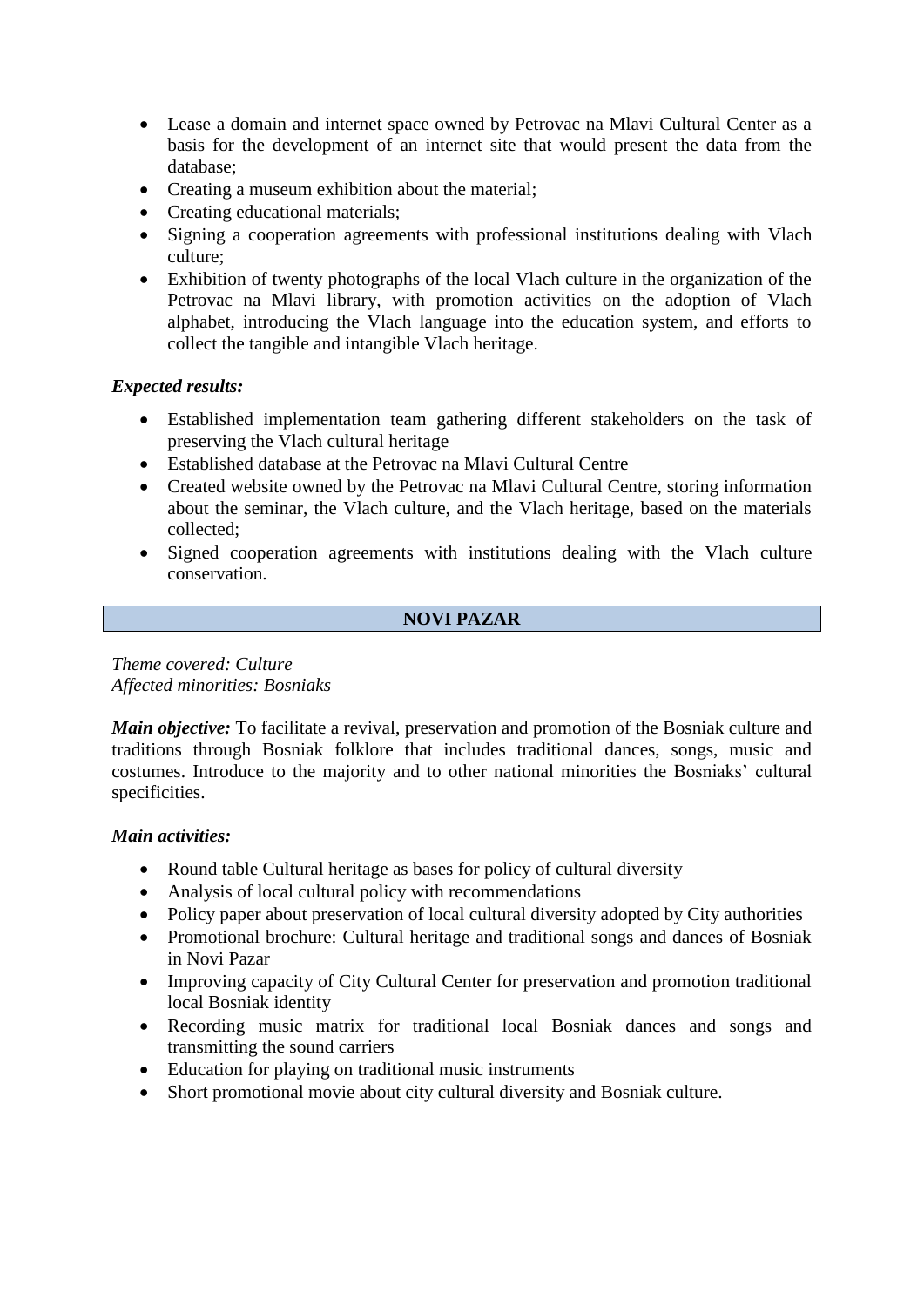- Lease a domain and internet space owned by Petrovac na Mlavi Cultural Center as a basis for the development of an internet site that would present the data from the database;
- Creating a museum exhibition about the material;
- Creating educational materials;
- Signing a cooperation agreements with professional institutions dealing with Vlach culture;
- Exhibition of twenty photographs of the local Vlach culture in the organization of the Petrovac na Mlavi library, with promotion activities on the adoption of Vlach alphabet, introducing the Vlach language into the education system, and efforts to collect the tangible and intangible Vlach heritage.

***Expected results:***

- Established implementation team gathering different stakeholders on the task of preserving the Vlach cultural heritage
- Established database at the Petrovac na Mlavi Cultural Centre
- Created website owned by the Petrovac na Mlavi Cultural Centre, storing information about the seminar, the Vlach culture, and the Vlach heritage, based on the materials collected;
- Signed cooperation agreements with institutions dealing with the Vlach culture conservation.

## NOVI PAZAR

*Theme covered: Culture*
*Affected minorities: Bosniaks*

***Main objective:*** To facilitate a revival, preservation and promotion of the Bosniak culture and traditions through Bosniak folklore that includes traditional dances, songs, music and costumes. Introduce to the majority and to other national minorities the Bosniaks' cultural specificities.

***Main activities:***

- Round table Cultural heritage as bases for policy of cultural diversity
- Analysis of local cultural policy with recommendations
- Policy paper about preservation of local cultural diversity adopted by City authorities
- Promotional brochure: Cultural heritage and traditional songs and dances of Bosniak in Novi Pazar
- Improving capacity of City Cultural Center for preservation and promotion traditional local Bosniak identity
- Recording music matrix for traditional local Bosniak dances and songs and transmitting the sound carriers
- Education for playing on traditional music instruments
- Short promotional movie about city cultural diversity and Bosniak culture.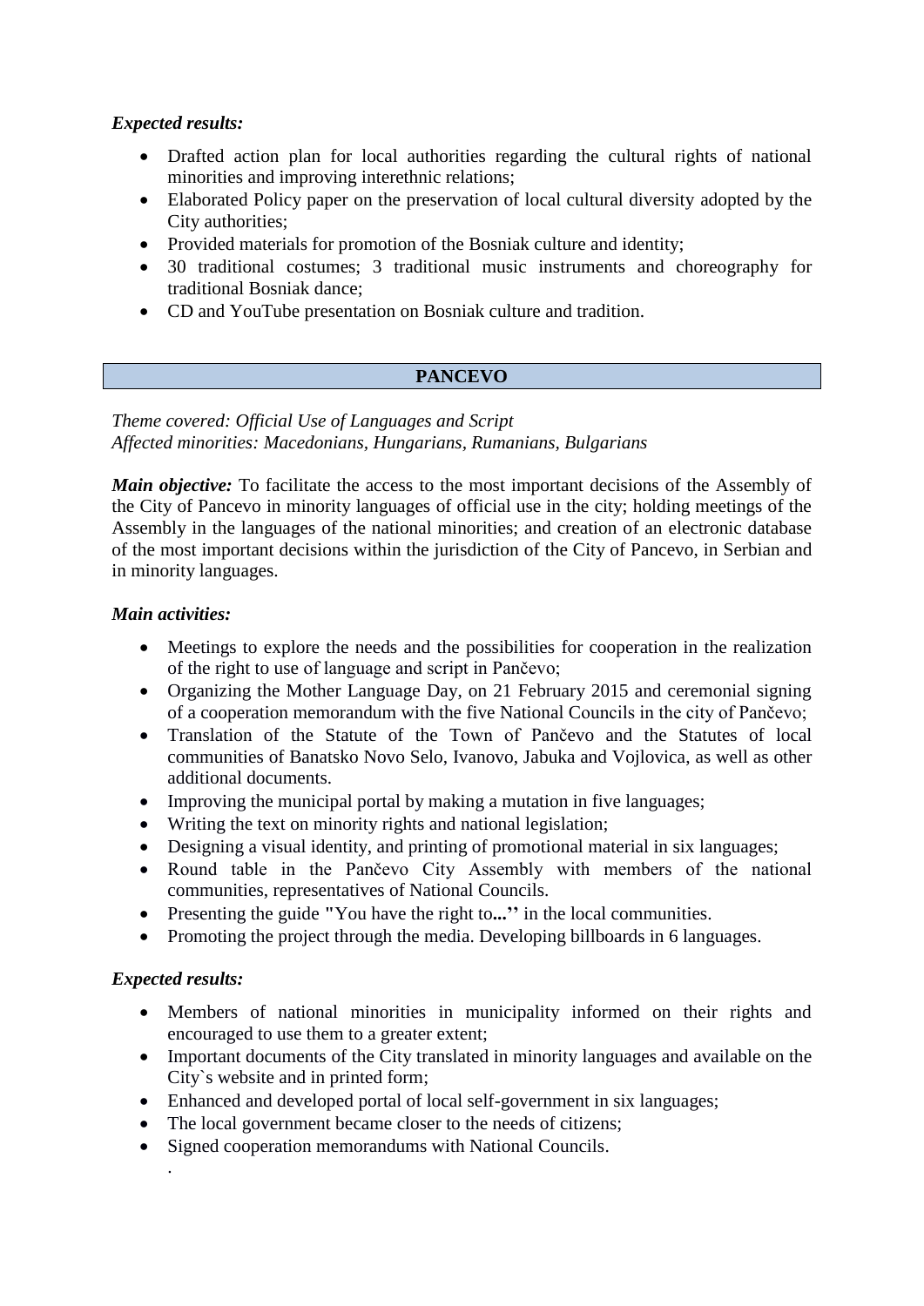***Expected results:***

- Drafted action plan for local authorities regarding the cultural rights of national minorities and improving interethnic relations;
- Elaborated Policy paper on the preservation of local cultural diversity adopted by the City authorities;
- Provided materials for promotion of the Bosniak culture and identity;
- 30 traditional costumes; 3 traditional music instruments and choreography for traditional Bosniak dance;
- CD and YouTube presentation on Bosniak culture and tradition.

## PANCEVO

*Theme covered: Official Use of Languages and Script*
*Affected minorities: Macedonians, Hungarians, Rumanians, Bulgarians*

***Main objective:*** To facilitate the access to the most important decisions of the Assembly of the City of Pancevo in minority languages of official use in the city; holding meetings of the Assembly in the languages of the national minorities; and creation of an electronic database of the most important decisions within the jurisdiction of the City of Pancevo, in Serbian and in minority languages.

***Main activities:***

- Meetings to explore the needs and the possibilities for cooperation in the realization of the right to use of language and script in Pančevo;
- Organizing the Mother Language Day, on 21 February 2015 and ceremonial signing of a cooperation memorandum with the five National Councils in the city of Pančevo;
- Translation of the Statute of the Town of Pančevo and the Statutes of local communities of Banatsko Novo Selo, Ivanovo, Jabuka and Vojlovica, as well as other additional documents.
- Improving the municipal portal by making a mutation in five languages;
- Writing the text on minority rights and national legislation;
- Designing a visual identity, and printing of promotional material in six languages;
- Round table in the Pančevo City Assembly with members of the national communities, representatives of National Councils.
- Presenting the guide **"**You have the right to**...’’** in the local communities.
- Promoting the project through the media. Developing billboards in 6 languages.

***Expected results:***

- Members of national minorities in municipality informed on their rights and encouraged to use them to a greater extent;
- Important documents of the City translated in minority languages and available on the City`s website and in printed form;
- Enhanced and developed portal of local self-government in six languages;
- The local government became closer to the needs of citizens;
- Signed cooperation memorandums with National Councils.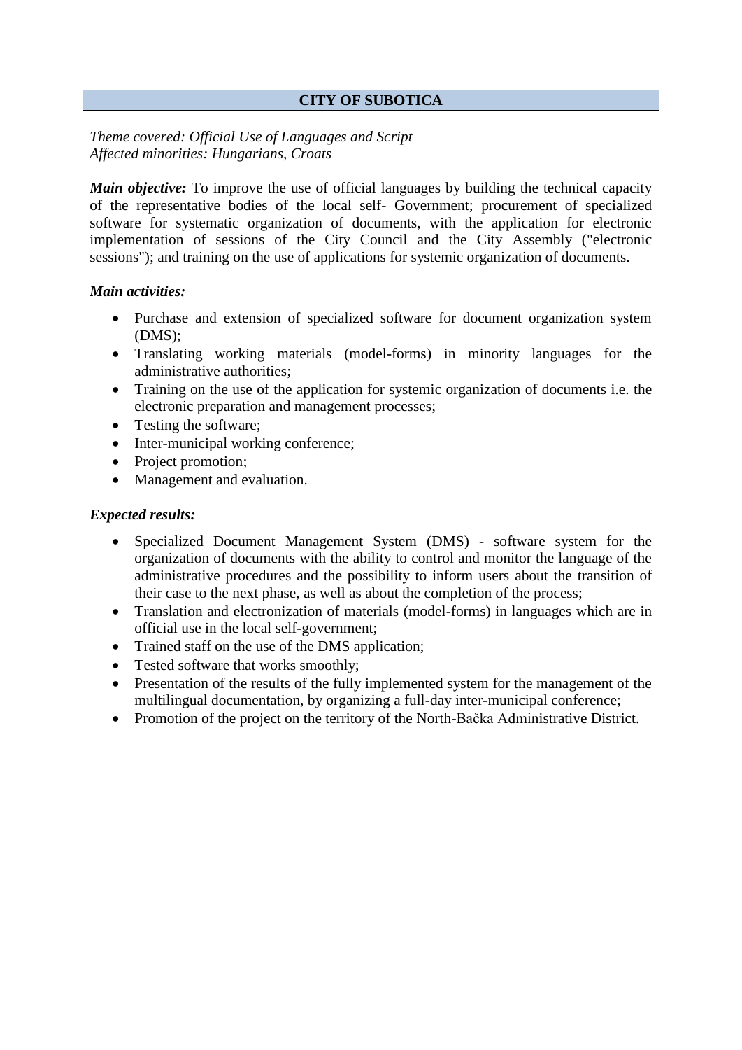## CITY OF SUBOTICA

*Theme covered: Official Use of Languages and Script*
*Affected minorities: Hungarians, Croats*

***Main objective:*** To improve the use of official languages by building the technical capacity of the representative bodies of the local self- Government; procurement of specialized software for systematic organization of documents, with the application for electronic implementation of sessions of the City Council and the City Assembly ("electronic sessions"); and training on the use of applications for systemic organization of documents.

***Main activities:***

- Purchase and extension of specialized software for document organization system (DMS);
- Translating working materials (model-forms) in minority languages for the administrative authorities;
- Training on the use of the application for systemic organization of documents i.e. the electronic preparation and management processes;
- Testing the software;
- Inter-municipal working conference;
- Project promotion;
- Management and evaluation.

***Expected results:***

- Specialized Document Management System (DMS) - software system for the organization of documents with the ability to control and monitor the language of the administrative procedures and the possibility to inform users about the transition of their case to the next phase, as well as about the completion of the process;
- Translation and electronization of materials (model-forms) in languages which are in official use in the local self-government;
- Trained staff on the use of the DMS application;
- Tested software that works smoothly;
- Presentation of the results of the fully implemented system for the management of the multilingual documentation, by organizing a full-day inter-municipal conference;
- Promotion of the project on the territory of the North-Bačka Administrative District.